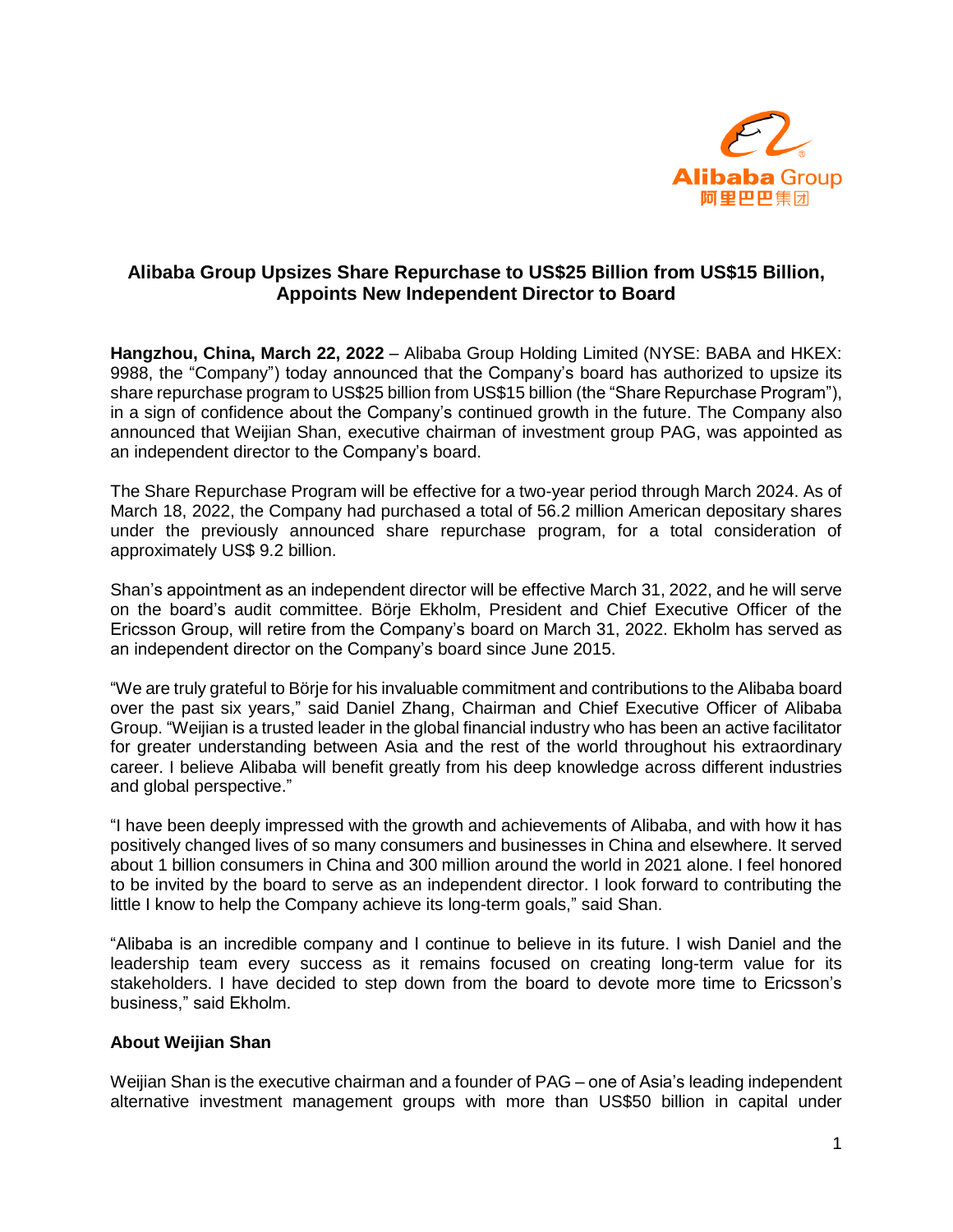# Alibaba Group Upsizes Share Repurchase to US$25 Billion from US$15 Billion, Appoints New Independent Director to Board

**Hangzhou, China, March 22, 2022** – Alibaba Group Holding Limited (NYSE: BABA and HKEX: 9988, the "Company") today announced that the Company's board has authorized to upsize its share repurchase program to US$25 billion from US$15 billion (the "Share Repurchase Program"), in a sign of confidence about the Company's continued growth in the future. The Company also announced that Weijian Shan, executive chairman of investment group PAG, was appointed as an independent director to the Company's board.

The Share Repurchase Program will be effective for a two-year period through March 2024. As of March 18, 2022, the Company had purchased a total of 56.2 million American depositary shares under the previously announced share repurchase program, for a total consideration of approximately US$ 9.2 billion.

Shan's appointment as an independent director will be effective March 31, 2022, and he will serve on the board's audit committee. Börje Ekholm, President and Chief Executive Officer of the Ericsson Group, will retire from the Company's board on March 31, 2022. Ekholm has served as an independent director on the Company's board since June 2015.

"We are truly grateful to Börje for his invaluable commitment and contributions to the Alibaba board over the past six years," said Daniel Zhang, Chairman and Chief Executive Officer of Alibaba Group. "Weijian is a trusted leader in the global financial industry who has been an active facilitator for greater understanding between Asia and the rest of the world throughout his extraordinary career. I believe Alibaba will benefit greatly from his deep knowledge across different industries and global perspective."

"I have been deeply impressed with the growth and achievements of Alibaba, and with how it has positively changed lives of so many consumers and businesses in China and elsewhere. It served about 1 billion consumers in China and 300 million around the world in 2021 alone. I feel honored to be invited by the board to serve as an independent director. I look forward to contributing the little I know to help the Company achieve its long-term goals," said Shan.

"Alibaba is an incredible company and I continue to believe in its future. I wish Daniel and the leadership team every success as it remains focused on creating long-term value for its stakeholders. I have decided to step down from the board to devote more time to Ericsson's business," said Ekholm.

**About Weijian Shan**

Weijian Shan is the executive chairman and a founder of PAG – one of Asia's leading independent alternative investment management groups with more than US$50 billion in capital under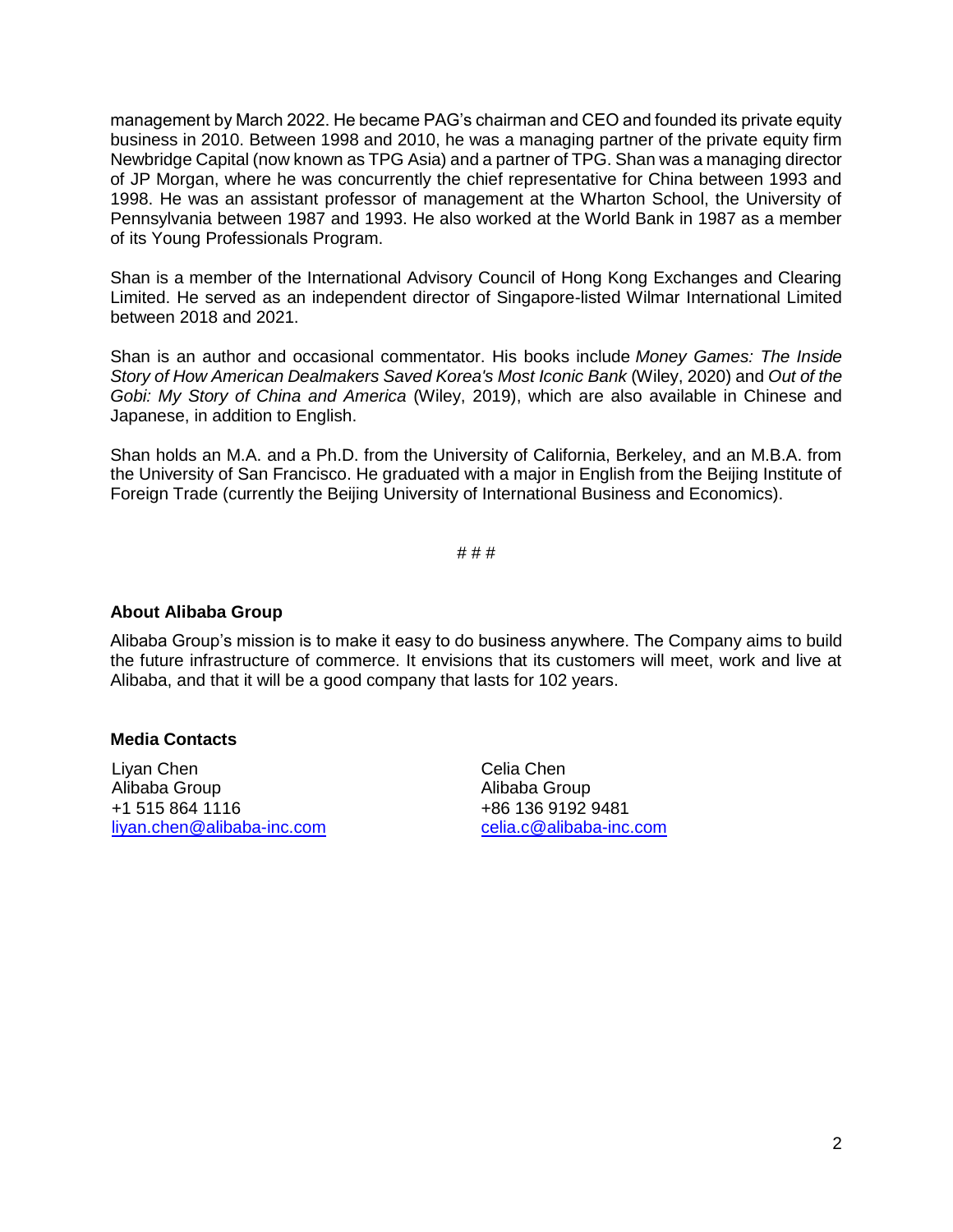management by March 2022. He became PAG's chairman and CEO and founded its private equity business in 2010. Between 1998 and 2010, he was a managing partner of the private equity firm Newbridge Capital (now known as TPG Asia) and a partner of TPG. Shan was a managing director of JP Morgan, where he was concurrently the chief representative for China between 1993 and 1998. He was an assistant professor of management at the Wharton School, the University of Pennsylvania between 1987 and 1993. He also worked at the World Bank in 1987 as a member of its Young Professionals Program.

Shan is a member of the International Advisory Council of Hong Kong Exchanges and Clearing Limited. He served as an independent director of Singapore-listed Wilmar International Limited between 2018 and 2021.

Shan is an author and occasional commentator. His books include *Money Games: The Inside Story of How American Dealmakers Saved Korea's Most Iconic Bank* (Wiley, 2020) and *Out of the Gobi: My Story of China and America* (Wiley, 2019), which are also available in Chinese and Japanese, in addition to English.

Shan holds an M.A. and a Ph.D. from the University of California, Berkeley, and an M.B.A. from the University of San Francisco. He graduated with a major in English from the Beijing Institute of Foreign Trade (currently the Beijing University of International Business and Economics).

# # #

**About Alibaba Group**

Alibaba Group's mission is to make it easy to do business anywhere. The Company aims to build the future infrastructure of commerce. It envisions that its customers will meet, work and live at Alibaba, and that it will be a good company that lasts for 102 years.

**Media Contacts**

Liyan Chen
Alibaba Group
+1 515 864 1116
liyan.chen@alibaba-inc.com

Celia Chen
Alibaba Group
+86 136 9192 9481
celia.c@alibaba-inc.com